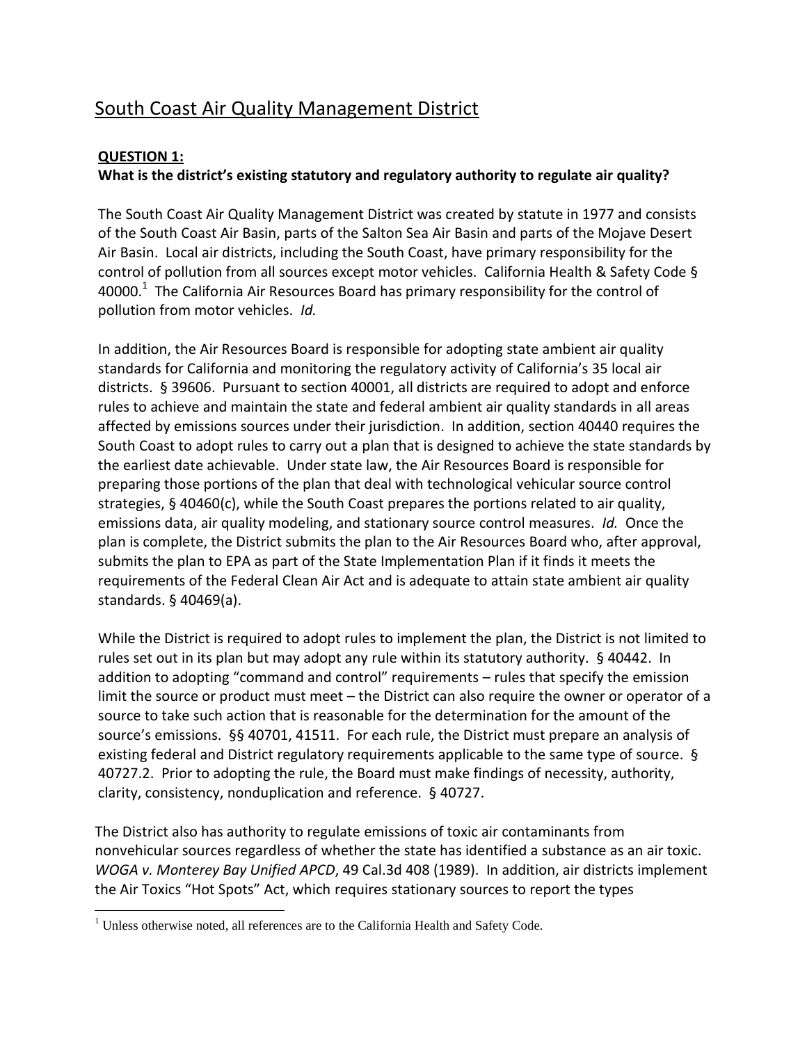# South Coast Air Quality Management District

**QUESTION 1:**
**What is the district's existing statutory and regulatory authority to regulate air quality?**

The South Coast Air Quality Management District was created by statute in 1977 and consists of the South Coast Air Basin, parts of the Salton Sea Air Basin and parts of the Mojave Desert Air Basin. Local air districts, including the South Coast, have primary responsibility for the control of pollution from all sources except motor vehicles. California Health & Safety Code § 40000.[1] The California Air Resources Board has primary responsibility for the control of pollution from motor vehicles. *Id.*

In addition, the Air Resources Board is responsible for adopting state ambient air quality standards for California and monitoring the regulatory activity of California's 35 local air districts. § 39606. Pursuant to section 40001, all districts are required to adopt and enforce rules to achieve and maintain the state and federal ambient air quality standards in all areas affected by emissions sources under their jurisdiction. In addition, section 40440 requires the South Coast to adopt rules to carry out a plan that is designed to achieve the state standards by the earliest date achievable. Under state law, the Air Resources Board is responsible for preparing those portions of the plan that deal with technological vehicular source control strategies, § 40460(c), while the South Coast prepares the portions related to air quality, emissions data, air quality modeling, and stationary source control measures. *Id.* Once the plan is complete, the District submits the plan to the Air Resources Board who, after approval, submits the plan to EPA as part of the State Implementation Plan if it finds it meets the requirements of the Federal Clean Air Act and is adequate to attain state ambient air quality standards. § 40469(a).

While the District is required to adopt rules to implement the plan, the District is not limited to rules set out in its plan but may adopt any rule within its statutory authority. § 40442. In addition to adopting "command and control" requirements – rules that specify the emission limit the source or product must meet – the District can also require the owner or operator of a source to take such action that is reasonable for the determination for the amount of the source's emissions. §§ 40701, 41511. For each rule, the District must prepare an analysis of existing federal and District regulatory requirements applicable to the same type of source. § 40727.2. Prior to adopting the rule, the Board must make findings of necessity, authority, clarity, consistency, nonduplication and reference. § 40727.

The District also has authority to regulate emissions of toxic air contaminants from nonvehicular sources regardless of whether the state has identified a substance as an air toxic. *WOGA v. Monterey Bay Unified APCD*, 49 Cal.3d 408 (1989). In addition, air districts implement the Air Toxics "Hot Spots" Act, which requires stationary sources to report the types

---

[1] Unless otherwise noted, all references are to the California Health and Safety Code.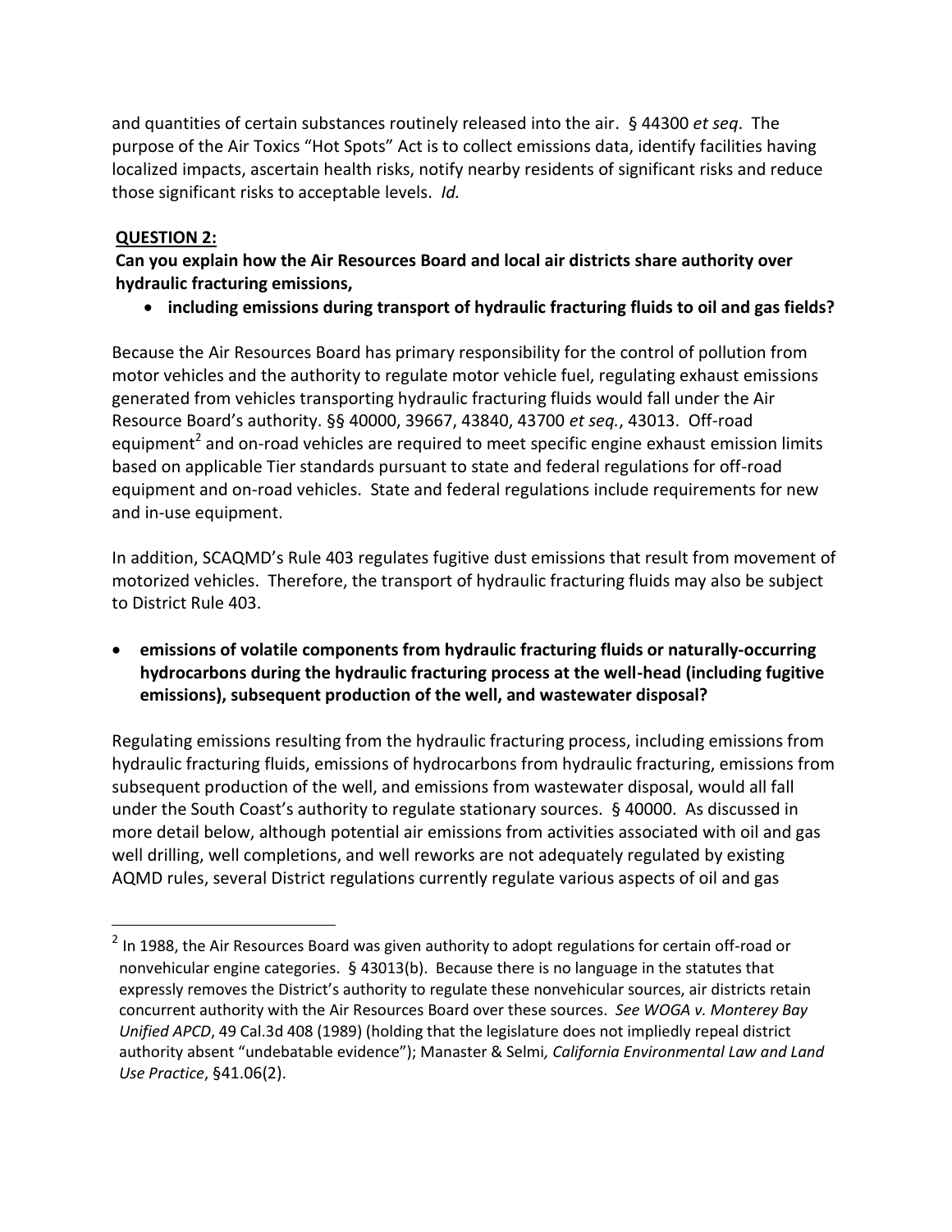and quantities of certain substances routinely released into the air. § 44300 *et seq*. The purpose of the Air Toxics "Hot Spots" Act is to collect emissions data, identify facilities having localized impacts, ascertain health risks, notify nearby residents of significant risks and reduce those significant risks to acceptable levels. *Id.*

**QUESTION 2:**

**Can you explain how the Air Resources Board and local air districts share authority over hydraulic fracturing emissions,**

- **including emissions during transport of hydraulic fracturing fluids to oil and gas fields?**

Because the Air Resources Board has primary responsibility for the control of pollution from motor vehicles and the authority to regulate motor vehicle fuel, regulating exhaust emissions generated from vehicles transporting hydraulic fracturing fluids would fall under the Air Resource Board's authority. §§ 40000, 39667, 43840, 43700 *et seq.*, 43013. Off-road equipment[2] and on-road vehicles are required to meet specific engine exhaust emission limits based on applicable Tier standards pursuant to state and federal regulations for off-road equipment and on-road vehicles. State and federal regulations include requirements for new and in-use equipment.

In addition, SCAQMD's Rule 403 regulates fugitive dust emissions that result from movement of motorized vehicles. Therefore, the transport of hydraulic fracturing fluids may also be subject to District Rule 403.

- **emissions of volatile components from hydraulic fracturing fluids or naturally-occurring hydrocarbons during the hydraulic fracturing process at the well-head (including fugitive emissions), subsequent production of the well, and wastewater disposal?**

Regulating emissions resulting from the hydraulic fracturing process, including emissions from hydraulic fracturing fluids, emissions of hydrocarbons from hydraulic fracturing, emissions from subsequent production of the well, and emissions from wastewater disposal, would all fall under the South Coast's authority to regulate stationary sources. § 40000. As discussed in more detail below, although potential air emissions from activities associated with oil and gas well drilling, well completions, and well reworks are not adequately regulated by existing AQMD rules, several District regulations currently regulate various aspects of oil and gas

[2] In 1988, the Air Resources Board was given authority to adopt regulations for certain off-road or nonvehicular engine categories. § 43013(b). Because there is no language in the statutes that expressly removes the District's authority to regulate these nonvehicular sources, air districts retain concurrent authority with the Air Resources Board over these sources. *See WOGA v. Monterey Bay Unified APCD*, 49 Cal.3d 408 (1989) (holding that the legislature does not impliedly repeal district authority absent "undebatable evidence"); Manaster & Selmi*, California Environmental Law and Land Use Practice*, §41.06(2).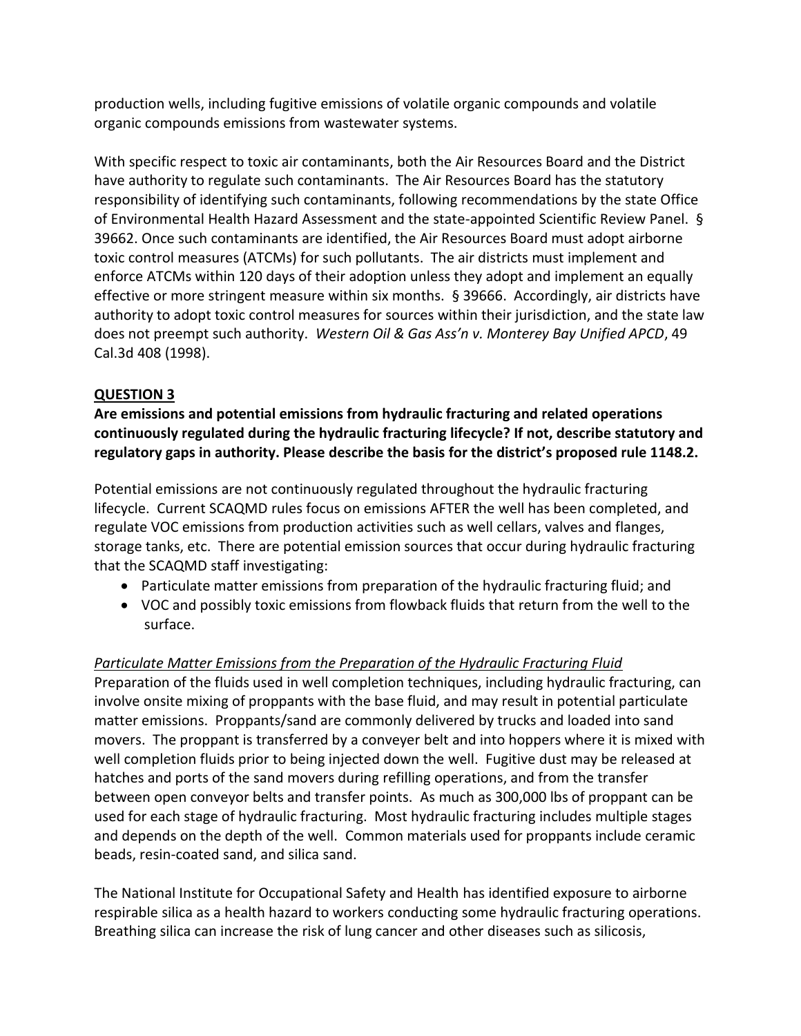production wells, including fugitive emissions of volatile organic compounds and volatile organic compounds emissions from wastewater systems.

With specific respect to toxic air contaminants, both the Air Resources Board and the District have authority to regulate such contaminants. The Air Resources Board has the statutory responsibility of identifying such contaminants, following recommendations by the state Office of Environmental Health Hazard Assessment and the state-appointed Scientific Review Panel. § 39662. Once such contaminants are identified, the Air Resources Board must adopt airborne toxic control measures (ATCMs) for such pollutants. The air districts must implement and enforce ATCMs within 120 days of their adoption unless they adopt and implement an equally effective or more stringent measure within six months. § 39666. Accordingly, air districts have authority to adopt toxic control measures for sources within their jurisdiction, and the state law does not preempt such authority. *Western Oil & Gas Ass'n v. Monterey Bay Unified APCD*, 49 Cal.3d 408 (1998).

## QUESTION 3

**Are emissions and potential emissions from hydraulic fracturing and related operations continuously regulated during the hydraulic fracturing lifecycle? If not, describe statutory and regulatory gaps in authority. Please describe the basis for the district's proposed rule 1148.2.**

Potential emissions are not continuously regulated throughout the hydraulic fracturing lifecycle. Current SCAQMD rules focus on emissions AFTER the well has been completed, and regulate VOC emissions from production activities such as well cellars, valves and flanges, storage tanks, etc. There are potential emission sources that occur during hydraulic fracturing that the SCAQMD staff investigating:

- Particulate matter emissions from preparation of the hydraulic fracturing fluid; and
- VOC and possibly toxic emissions from flowback fluids that return from the well to the surface.

*Particulate Matter Emissions from the Preparation of the Hydraulic Fracturing Fluid*

Preparation of the fluids used in well completion techniques, including hydraulic fracturing, can involve onsite mixing of proppants with the base fluid, and may result in potential particulate matter emissions. Proppants/sand are commonly delivered by trucks and loaded into sand movers. The proppant is transferred by a conveyer belt and into hoppers where it is mixed with well completion fluids prior to being injected down the well. Fugitive dust may be released at hatches and ports of the sand movers during refilling operations, and from the transfer between open conveyor belts and transfer points. As much as 300,000 lbs of proppant can be used for each stage of hydraulic fracturing. Most hydraulic fracturing includes multiple stages and depends on the depth of the well. Common materials used for proppants include ceramic beads, resin-coated sand, and silica sand.

The National Institute for Occupational Safety and Health has identified exposure to airborne respirable silica as a health hazard to workers conducting some hydraulic fracturing operations. Breathing silica can increase the risk of lung cancer and other diseases such as silicosis,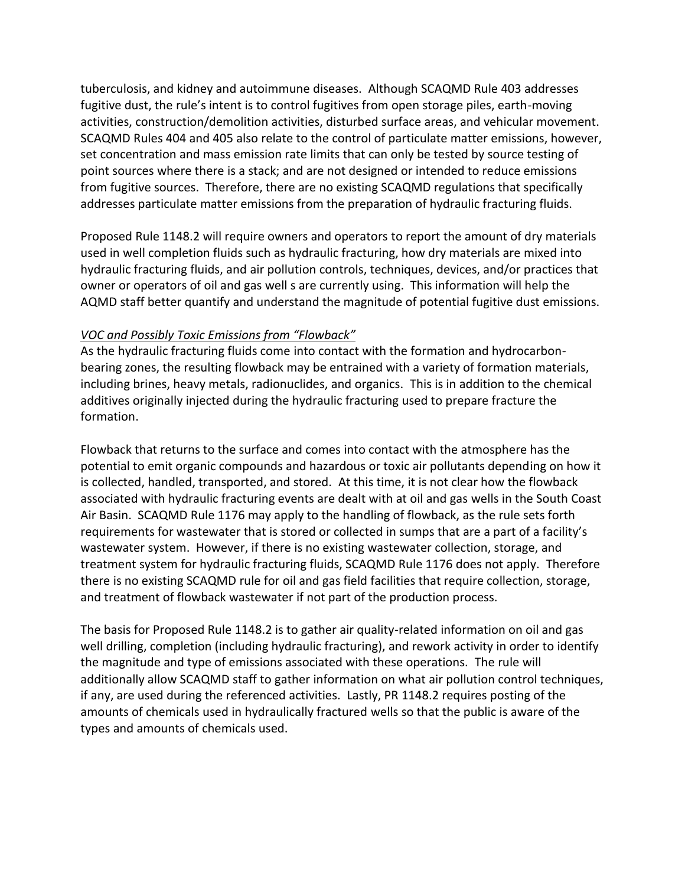tuberculosis, and kidney and autoimmune diseases. Although SCAQMD Rule 403 addresses fugitive dust, the rule's intent is to control fugitives from open storage piles, earth-moving activities, construction/demolition activities, disturbed surface areas, and vehicular movement. SCAQMD Rules 404 and 405 also relate to the control of particulate matter emissions, however, set concentration and mass emission rate limits that can only be tested by source testing of point sources where there is a stack; and are not designed or intended to reduce emissions from fugitive sources. Therefore, there are no existing SCAQMD regulations that specifically addresses particulate matter emissions from the preparation of hydraulic fracturing fluids.

Proposed Rule 1148.2 will require owners and operators to report the amount of dry materials used in well completion fluids such as hydraulic fracturing, how dry materials are mixed into hydraulic fracturing fluids, and air pollution controls, techniques, devices, and/or practices that owner or operators of oil and gas well s are currently using. This information will help the AQMD staff better quantify and understand the magnitude of potential fugitive dust emissions.

*VOC and Possibly Toxic Emissions from "Flowback"*

As the hydraulic fracturing fluids come into contact with the formation and hydrocarbon-bearing zones, the resulting flowback may be entrained with a variety of formation materials, including brines, heavy metals, radionuclides, and organics. This is in addition to the chemical additives originally injected during the hydraulic fracturing used to prepare fracture the formation.

Flowback that returns to the surface and comes into contact with the atmosphere has the potential to emit organic compounds and hazardous or toxic air pollutants depending on how it is collected, handled, transported, and stored. At this time, it is not clear how the flowback associated with hydraulic fracturing events are dealt with at oil and gas wells in the South Coast Air Basin. SCAQMD Rule 1176 may apply to the handling of flowback, as the rule sets forth requirements for wastewater that is stored or collected in sumps that are a part of a facility's wastewater system. However, if there is no existing wastewater collection, storage, and treatment system for hydraulic fracturing fluids, SCAQMD Rule 1176 does not apply. Therefore there is no existing SCAQMD rule for oil and gas field facilities that require collection, storage, and treatment of flowback wastewater if not part of the production process.

The basis for Proposed Rule 1148.2 is to gather air quality-related information on oil and gas well drilling, completion (including hydraulic fracturing), and rework activity in order to identify the magnitude and type of emissions associated with these operations. The rule will additionally allow SCAQMD staff to gather information on what air pollution control techniques, if any, are used during the referenced activities. Lastly, PR 1148.2 requires posting of the amounts of chemicals used in hydraulically fractured wells so that the public is aware of the types and amounts of chemicals used.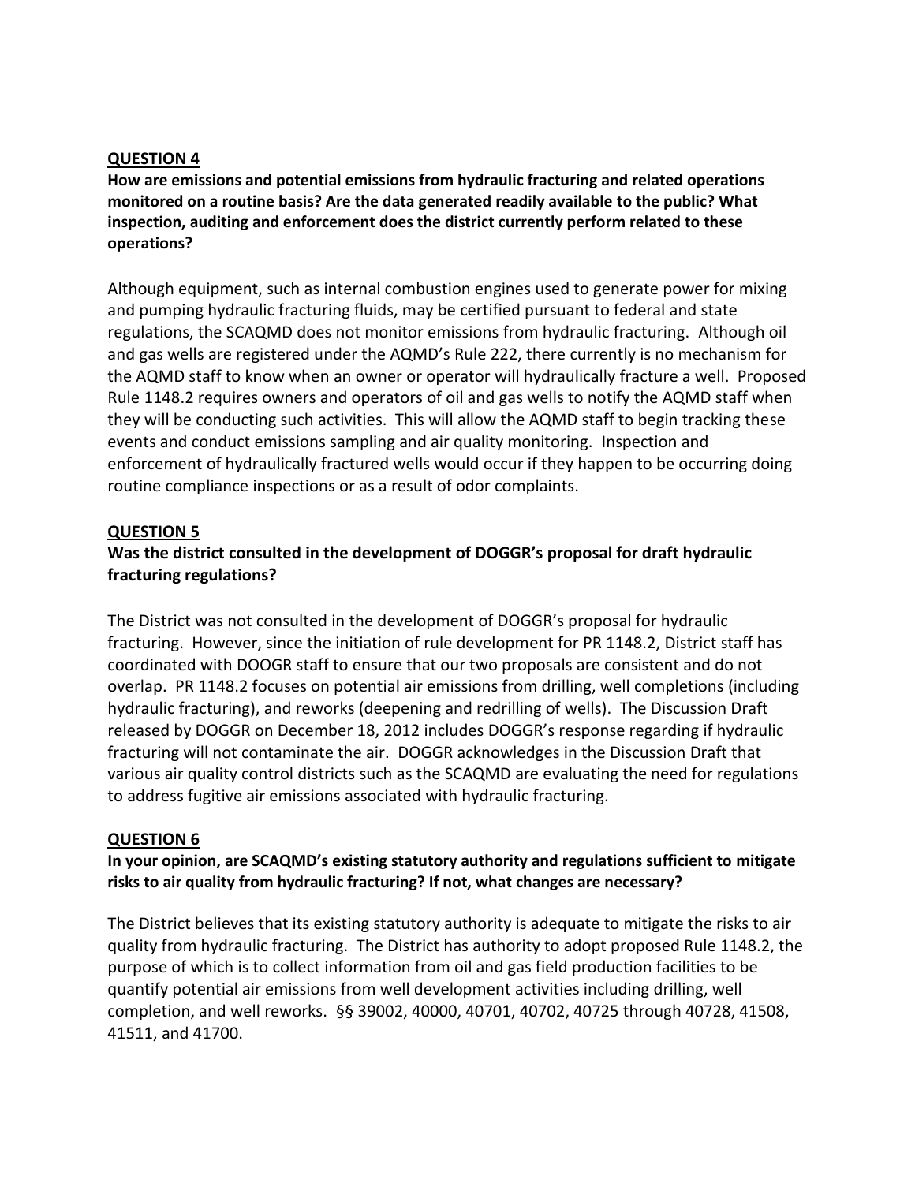## **QUESTION 4**

**How are emissions and potential emissions from hydraulic fracturing and related operations monitored on a routine basis? Are the data generated readily available to the public? What inspection, auditing and enforcement does the district currently perform related to these operations?**

Although equipment, such as internal combustion engines used to generate power for mixing and pumping hydraulic fracturing fluids, may be certified pursuant to federal and state regulations, the SCAQMD does not monitor emissions from hydraulic fracturing. Although oil and gas wells are registered under the AQMD's Rule 222, there currently is no mechanism for the AQMD staff to know when an owner or operator will hydraulically fracture a well. Proposed Rule 1148.2 requires owners and operators of oil and gas wells to notify the AQMD staff when they will be conducting such activities. This will allow the AQMD staff to begin tracking these events and conduct emissions sampling and air quality monitoring. Inspection and enforcement of hydraulically fractured wells would occur if they happen to be occurring doing routine compliance inspections or as a result of odor complaints.

## **QUESTION 5**

**Was the district consulted in the development of DOGGR's proposal for draft hydraulic fracturing regulations?**

The District was not consulted in the development of DOGGR's proposal for hydraulic fracturing. However, since the initiation of rule development for PR 1148.2, District staff has coordinated with DOOGR staff to ensure that our two proposals are consistent and do not overlap. PR 1148.2 focuses on potential air emissions from drilling, well completions (including hydraulic fracturing), and reworks (deepening and redrilling of wells). The Discussion Draft released by DOGGR on December 18, 2012 includes DOGGR's response regarding if hydraulic fracturing will not contaminate the air. DOGGR acknowledges in the Discussion Draft that various air quality control districts such as the SCAQMD are evaluating the need for regulations to address fugitive air emissions associated with hydraulic fracturing.

## **QUESTION 6**

**In your opinion, are SCAQMD's existing statutory authority and regulations sufficient to mitigate risks to air quality from hydraulic fracturing? If not, what changes are necessary?**

The District believes that its existing statutory authority is adequate to mitigate the risks to air quality from hydraulic fracturing. The District has authority to adopt proposed Rule 1148.2, the purpose of which is to collect information from oil and gas field production facilities to be quantify potential air emissions from well development activities including drilling, well completion, and well reworks. §§ 39002, 40000, 40701, 40702, 40725 through 40728, 41508, 41511, and 41700.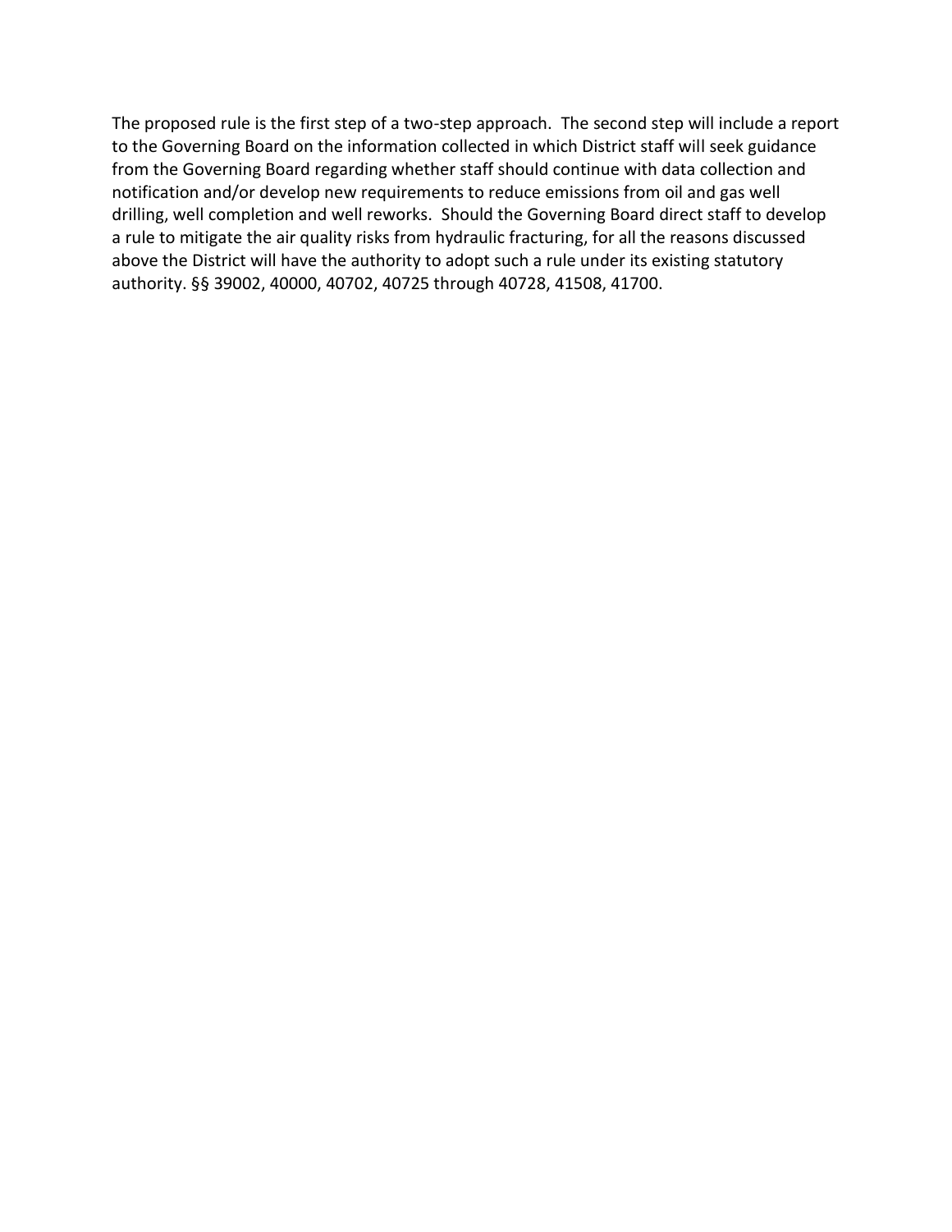The proposed rule is the first step of a two-step approach. The second step will include a report to the Governing Board on the information collected in which District staff will seek guidance from the Governing Board regarding whether staff should continue with data collection and notification and/or develop new requirements to reduce emissions from oil and gas well drilling, well completion and well reworks. Should the Governing Board direct staff to develop a rule to mitigate the air quality risks from hydraulic fracturing, for all the reasons discussed above the District will have the authority to adopt such a rule under its existing statutory authority. §§ 39002, 40000, 40702, 40725 through 40728, 41508, 41700.